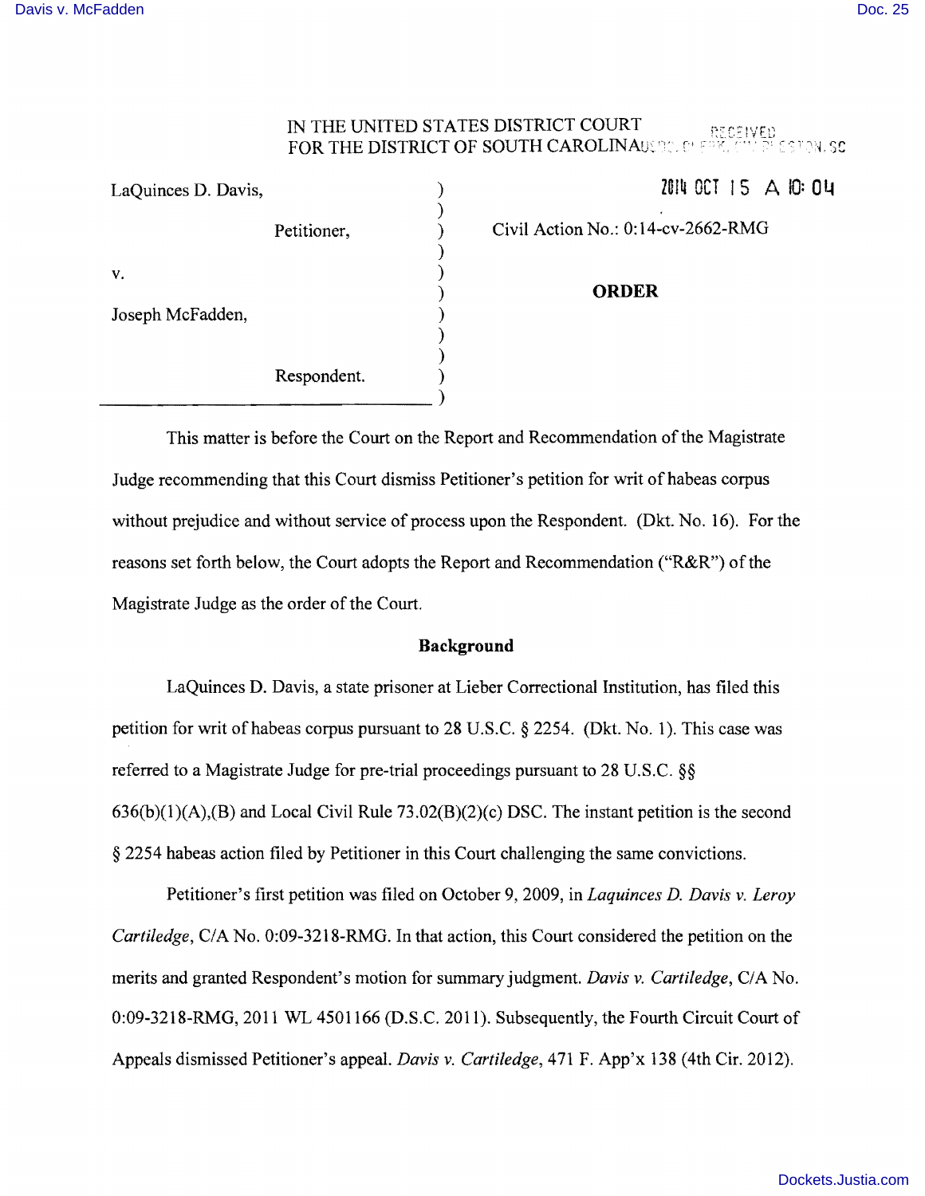IN THE UNITED STATES DISTRICT COURT
FOR THE DISTRICT OF SOUTH CAROLINA

RECEIVED

2014 OCT 15 A 10: 04

LaQuinces D. Davis,

Petitioner,

v.

Joseph McFadden,

Respondent.

Civil Action No.: 0:14-cv-2662-RMG

**ORDER**

This matter is before the Court on the Report and Recommendation of the Magistrate Judge recommending that this Court dismiss Petitioner's petition for writ of habeas corpus without prejudice and without service of process upon the Respondent. (Dkt. No. 16). For the reasons set forth below, the Court adopts the Report and Recommendation ("R&R") of the Magistrate Judge as the order of the Court.

**Background**

LaQuinces D. Davis, a state prisoner at Lieber Correctional Institution, has filed this petition for writ of habeas corpus pursuant to 28 U.S.C. § 2254. (Dkt. No. 1). This case was referred to a Magistrate Judge for pre-trial proceedings pursuant to 28 U.S.C. §§ 636(b)(1)(A),(B) and Local Civil Rule 73.02(B)(2)(c) DSC. The instant petition is the second § 2254 habeas action filed by Petitioner in this Court challenging the same convictions.

Petitioner's first petition was filed on October 9, 2009, in *Laquinces D. Davis v. Leroy Cartiledge*, C/A No. 0:09-3218-RMG. In that action, this Court considered the petition on the merits and granted Respondent's motion for summary judgment. *Davis v. Cartiledge*, C/A No. 0:09-3218-RMG, 2011 WL 4501166 (D.S.C. 2011). Subsequently, the Fourth Circuit Court of Appeals dismissed Petitioner's appeal. *Davis v. Cartiledge*, 471 F. App'x 138 (4th Cir. 2012).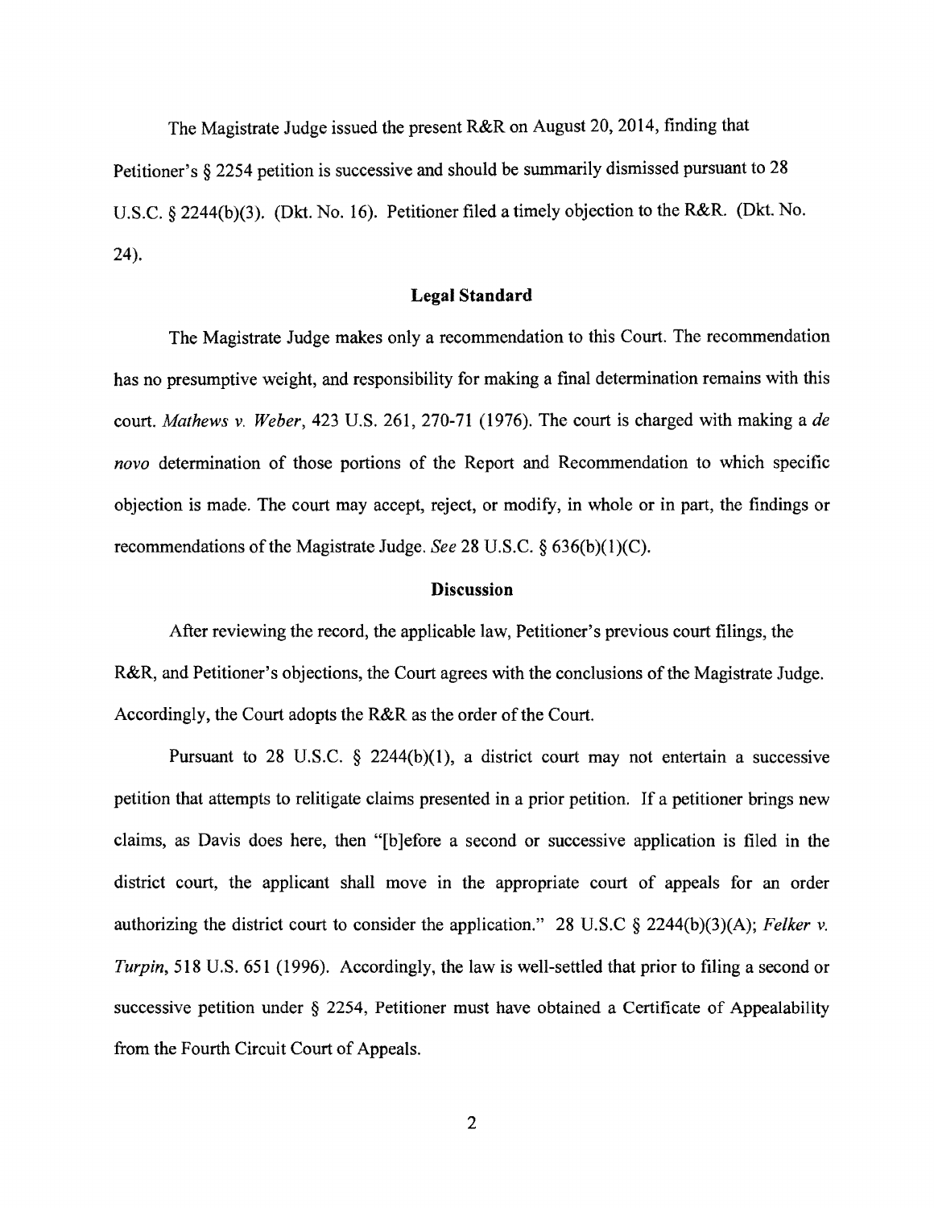The Magistrate Judge issued the present R&R on August 20, 2014, finding that Petitioner's § 2254 petition is successive and should be summarily dismissed pursuant to 28 U.S.C. § 2244(b)(3). (Dkt. No. 16). Petitioner filed a timely objection to the R&R. (Dkt. No. 24).

## Legal Standard

The Magistrate Judge makes only a recommendation to this Court. The recommendation has no presumptive weight, and responsibility for making a final determination remains with this court. *Mathews v. Weber*, 423 U.S. 261, 270-71 (1976). The court is charged with making a *de novo* determination of those portions of the Report and Recommendation to which specific objection is made. The court may accept, reject, or modify, in whole or in part, the findings or recommendations of the Magistrate Judge. *See* 28 U.S.C. § 636(b)(1)(C).

## Discussion

After reviewing the record, the applicable law, Petitioner's previous court filings, the R&R, and Petitioner's objections, the Court agrees with the conclusions of the Magistrate Judge. Accordingly, the Court adopts the R&R as the order of the Court.

Pursuant to 28 U.S.C. § 2244(b)(1), a district court may not entertain a successive petition that attempts to relitigate claims presented in a prior petition. If a petitioner brings new claims, as Davis does here, then "[b]efore a second or successive application is filed in the district court, the applicant shall move in the appropriate court of appeals for an order authorizing the district court to consider the application." 28 U.S.C § 2244(b)(3)(A); *Felker v. Turpin*, 518 U.S. 651 (1996). Accordingly, the law is well-settled that prior to filing a second or successive petition under § 2254, Petitioner must have obtained a Certificate of Appealability from the Fourth Circuit Court of Appeals.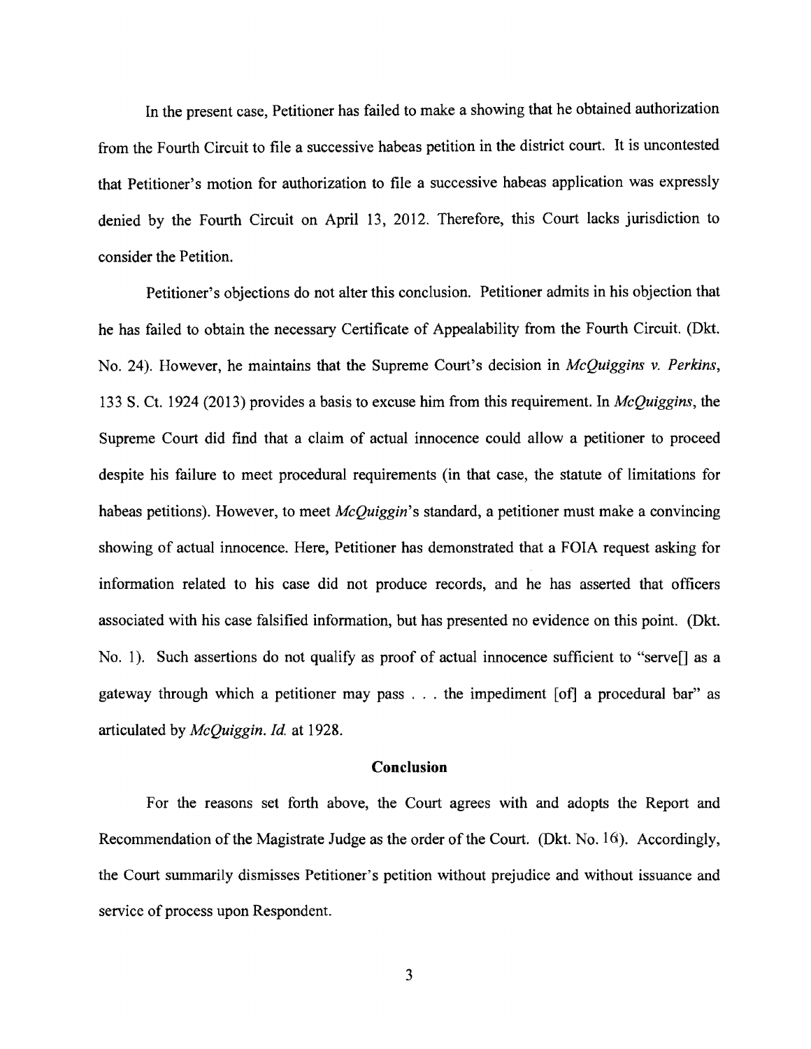In the present case, Petitioner has failed to make a showing that he obtained authorization from the Fourth Circuit to file a successive habeas petition in the district court. It is uncontested that Petitioner's motion for authorization to file a successive habeas application was expressly denied by the Fourth Circuit on April 13, 2012. Therefore, this Court lacks jurisdiction to consider the Petition.

Petitioner's objections do not alter this conclusion. Petitioner admits in his objection that he has failed to obtain the necessary Certificate of Appealability from the Fourth Circuit. (Dkt. No. 24). However, he maintains that the Supreme Court's decision in *McQuiggins v. Perkins*, 133 S. Ct. 1924 (2013) provides a basis to excuse him from this requirement. In *McQuiggins*, the Supreme Court did find that a claim of actual innocence could allow a petitioner to proceed despite his failure to meet procedural requirements (in that case, the statute of limitations for habeas petitions). However, to meet *McQuiggin*'s standard, a petitioner must make a convincing showing of actual innocence. Here, Petitioner has demonstrated that a FOIA request asking for information related to his case did not produce records, and he has asserted that officers associated with his case falsified information, but has presented no evidence on this point. (Dkt. No. 1). Such assertions do not qualify as proof of actual innocence sufficient to "serve[] as a gateway through which a petitioner may pass . . . the impediment [of] a procedural bar" as articulated by *McQuiggin*. *Id.* at 1928.

## Conclusion

For the reasons set forth above, the Court agrees with and adopts the Report and Recommendation of the Magistrate Judge as the order of the Court. (Dkt. No. 16). Accordingly, the Court summarily dismisses Petitioner's petition without prejudice and without issuance and service of process upon Respondent.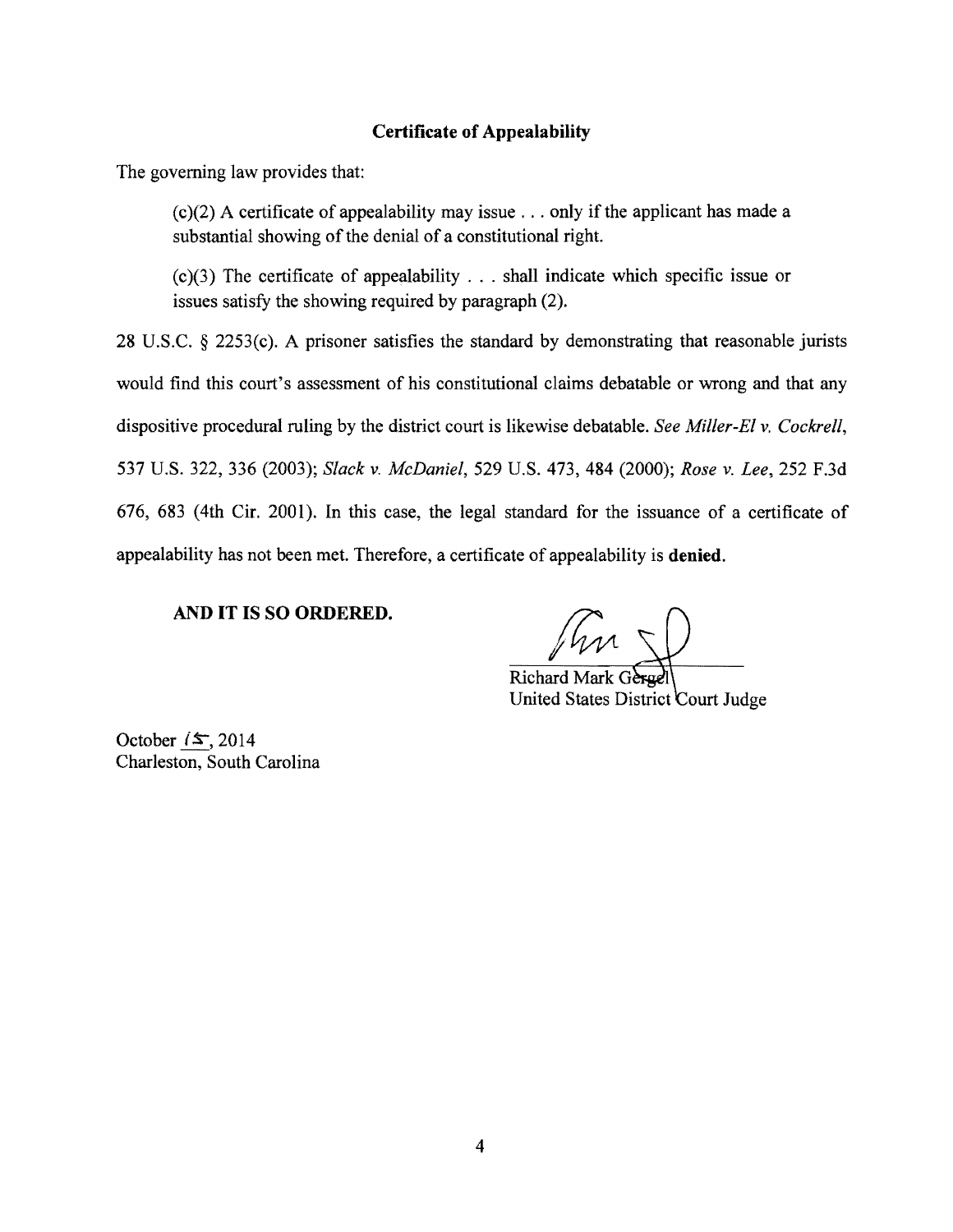**Certificate of Appealability**

The governing law provides that:

> (c)(2) A certificate of appealability may issue . . . only if the applicant has made a substantial showing of the denial of a constitutional right.
>
> (c)(3) The certificate of appealability . . . shall indicate which specific issue or issues satisfy the showing required by paragraph (2).

28 U.S.C. § 2253(c). A prisoner satisfies the standard by demonstrating that reasonable jurists would find this court's assessment of his constitutional claims debatable or wrong and that any dispositive procedural ruling by the district court is likewise debatable. *See Miller-El v. Cockrell*, 537 U.S. 322, 336 (2003); *Slack v. McDaniel*, 529 U.S. 473, 484 (2000); *Rose v. Lee*, 252 F.3d 676, 683 (4th Cir. 2001). In this case, the legal standard for the issuance of a certificate of appealability has not been met. Therefore, a certificate of appealability is **denied**.

**AND IT IS SO ORDERED.**

Richard Mark Gergel
United States District Court Judge

October 15, 2014
Charleston, South Carolina